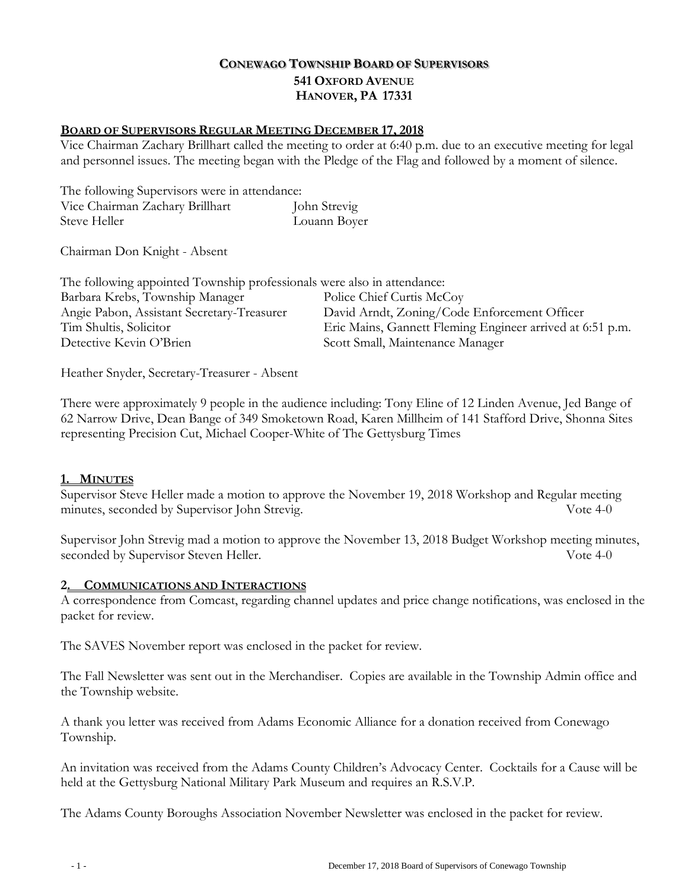# CONEWAGO TOWNSHIP BOARD OF SUPERVISORS
**541 OXFORD AVENUE**
**HANOVER, PA 17331**

## BOARD OF SUPERVISORS REGULAR MEETING DECEMBER 17, 2018

Vice Chairman Zachary Brillhart called the meeting to order at 6:40 p.m. due to an executive meeting for legal and personnel issues. The meeting began with the Pledge of the Flag and followed by a moment of silence.

The following Supervisors were in attendance:

| | |
|---|---|
| Vice Chairman Zachary Brillhart | John Strevig |
| Steve Heller | Louann Boyer |

Chairman Don Knight - Absent

The following appointed Township professionals were also in attendance:

| | |
|---|---|
| Barbara Krebs, Township Manager | Police Chief Curtis McCoy |
| Angie Pabon, Assistant Secretary-Treasurer | David Arndt, Zoning/Code Enforcement Officer |
| Tim Shultis, Solicitor | Eric Mains, Gannett Fleming Engineer arrived at 6:51 p.m. |
| Detective Kevin O'Brien | Scott Small, Maintenance Manager |

Heather Snyder, Secretary-Treasurer - Absent

There were approximately 9 people in the audience including: Tony Eline of 12 Linden Avenue, Jed Bange of 62 Narrow Drive, Dean Bange of 349 Smoketown Road, Karen Millheim of 141 Stafford Drive, Shonna Sites representing Precision Cut, Michael Cooper-White of The Gettysburg Times

## 1. MINUTES

Supervisor Steve Heller made a motion to approve the November 19, 2018 Workshop and Regular meeting minutes, seconded by Supervisor John Strevig. Vote 4-0

Supervisor John Strevig mad a motion to approve the November 13, 2018 Budget Workshop meeting minutes, seconded by Supervisor Steven Heller. Vote 4-0

## 2. COMMUNICATIONS AND INTERACTIONS

A correspondence from Comcast, regarding channel updates and price change notifications, was enclosed in the packet for review.

The SAVES November report was enclosed in the packet for review.

The Fall Newsletter was sent out in the Merchandiser. Copies are available in the Township Admin office and the Township website.

A thank you letter was received from Adams Economic Alliance for a donation received from Conewago Township.

An invitation was received from the Adams County Children's Advocacy Center. Cocktails for a Cause will be held at the Gettysburg National Military Park Museum and requires an R.S.V.P.

The Adams County Boroughs Association November Newsletter was enclosed in the packet for review.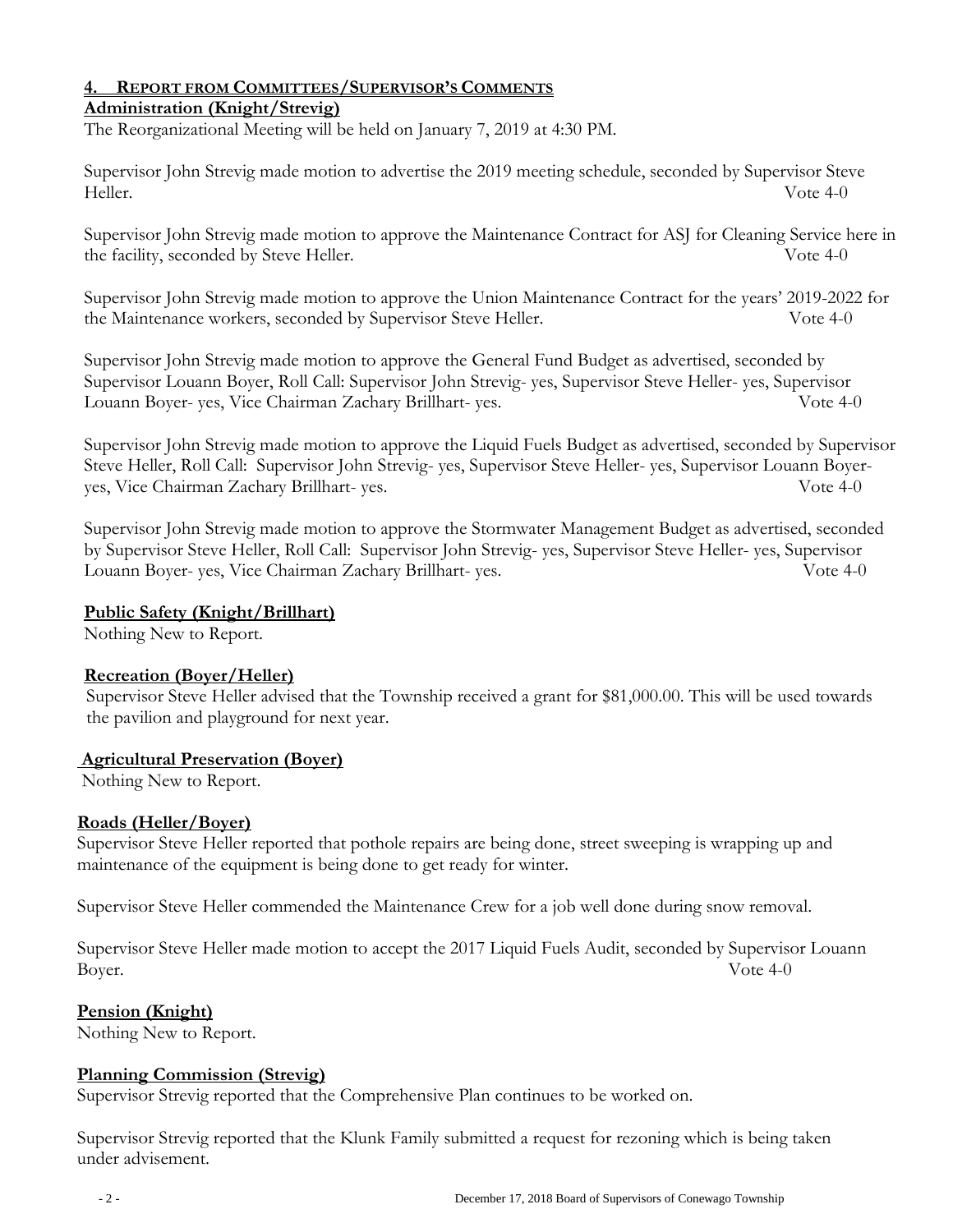## 4. Report from Committees/Supervisor's Comments

**Administration (Knight/Strevig)**

The Reorganizational Meeting will be held on January 7, 2019 at 4:30 PM.

Supervisor John Strevig made motion to advertise the 2019 meeting schedule, seconded by Supervisor Steve Heller. Vote 4-0

Supervisor John Strevig made motion to approve the Maintenance Contract for ASJ for Cleaning Service here in the facility, seconded by Steve Heller. Vote 4-0

Supervisor John Strevig made motion to approve the Union Maintenance Contract for the years' 2019-2022 for the Maintenance workers, seconded by Supervisor Steve Heller. Vote 4-0

Supervisor John Strevig made motion to approve the General Fund Budget as advertised, seconded by Supervisor Louann Boyer, Roll Call: Supervisor John Strevig- yes, Supervisor Steve Heller- yes, Supervisor Louann Boyer- yes, Vice Chairman Zachary Brillhart- yes. Vote 4-0

Supervisor John Strevig made motion to approve the Liquid Fuels Budget as advertised, seconded by Supervisor Steve Heller, Roll Call: Supervisor John Strevig- yes, Supervisor Steve Heller- yes, Supervisor Louann Boyer- yes, Vice Chairman Zachary Brillhart- yes. Vote 4-0

Supervisor John Strevig made motion to approve the Stormwater Management Budget as advertised, seconded by Supervisor Steve Heller, Roll Call: Supervisor John Strevig- yes, Supervisor Steve Heller- yes, Supervisor Louann Boyer- yes, Vice Chairman Zachary Brillhart- yes. Vote 4-0

**Public Safety (Knight/Brillhart)**

Nothing New to Report.

**Recreation (Boyer/Heller)**

Supervisor Steve Heller advised that the Township received a grant for $81,000.00. This will be used towards the pavilion and playground for next year.

**Agricultural Preservation (Boyer)**

Nothing New to Report.

**Roads (Heller/Boyer)**

Supervisor Steve Heller reported that pothole repairs are being done, street sweeping is wrapping up and maintenance of the equipment is being done to get ready for winter.

Supervisor Steve Heller commended the Maintenance Crew for a job well done during snow removal.

Supervisor Steve Heller made motion to accept the 2017 Liquid Fuels Audit, seconded by Supervisor Louann Boyer. Vote 4-0

**Pension (Knight)**

Nothing New to Report.

**Planning Commission (Strevig)**

Supervisor Strevig reported that the Comprehensive Plan continues to be worked on.

Supervisor Strevig reported that the Klunk Family submitted a request for rezoning which is being taken under advisement.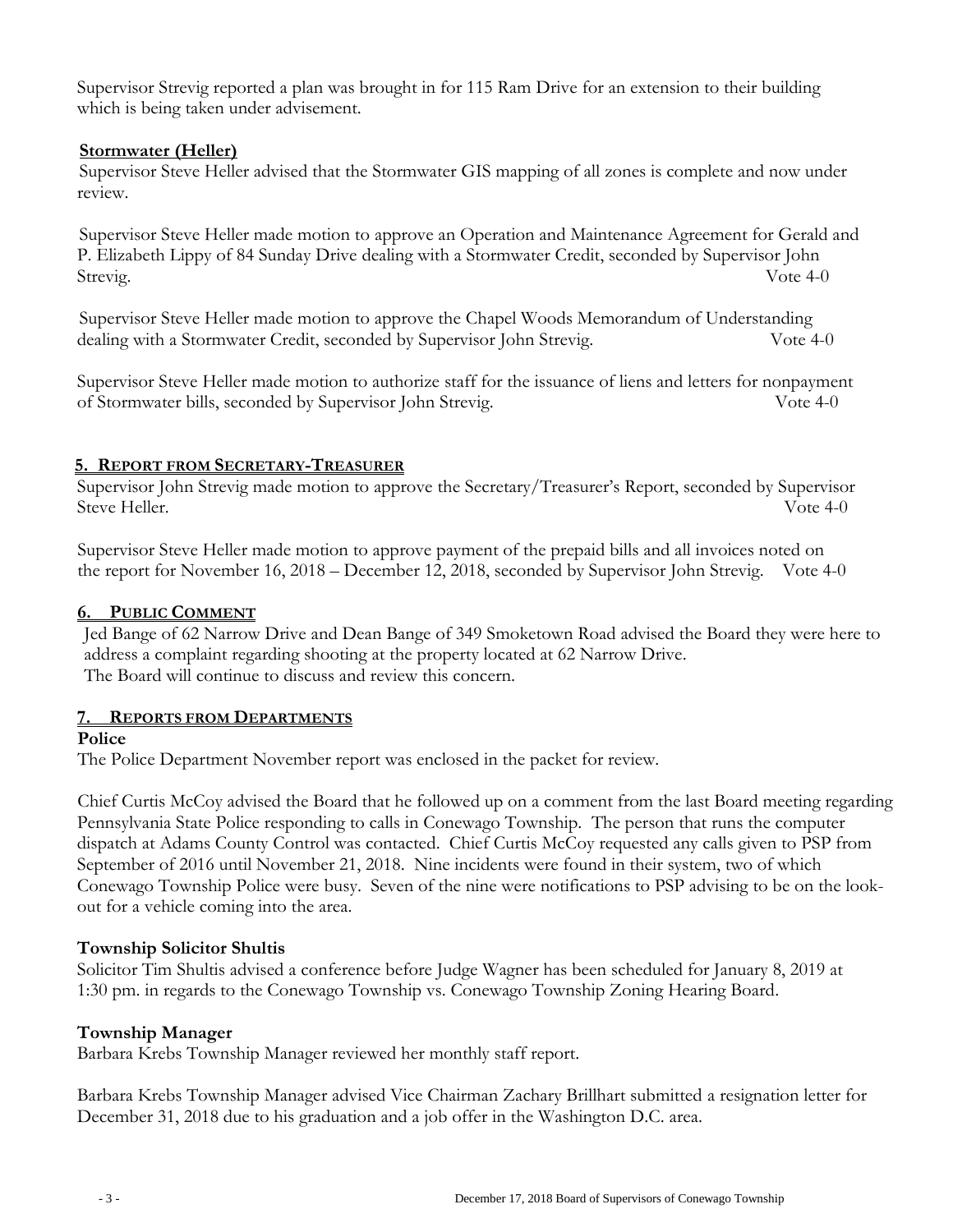Supervisor Strevig reported a plan was brought in for 115 Ram Drive for an extension to their building which is being taken under advisement.

**Stormwater (Heller)**

Supervisor Steve Heller advised that the Stormwater GIS mapping of all zones is complete and now under review.

Supervisor Steve Heller made motion to approve an Operation and Maintenance Agreement for Gerald and P. Elizabeth Lippy of 84 Sunday Drive dealing with a Stormwater Credit, seconded by Supervisor John Strevig. Vote 4-0

Supervisor Steve Heller made motion to approve the Chapel Woods Memorandum of Understanding dealing with a Stormwater Credit, seconded by Supervisor John Strevig. Vote 4-0

Supervisor Steve Heller made motion to authorize staff for the issuance of liens and letters for nonpayment of Stormwater bills, seconded by Supervisor John Strevig. Vote 4-0

## 5. REPORT FROM SECRETARY-TREASURER

Supervisor John Strevig made motion to approve the Secretary/Treasurer's Report, seconded by Supervisor Steve Heller. Vote 4-0

Supervisor Steve Heller made motion to approve payment of the prepaid bills and all invoices noted on the report for November 16, 2018 – December 12, 2018, seconded by Supervisor John Strevig. Vote 4-0

## 6. PUBLIC COMMENT

Jed Bange of 62 Narrow Drive and Dean Bange of 349 Smoketown Road advised the Board they were here to address a complaint regarding shooting at the property located at 62 Narrow Drive.
The Board will continue to discuss and review this concern.

## 7. REPORTS FROM DEPARTMENTS

**Police**

The Police Department November report was enclosed in the packet for review.

Chief Curtis McCoy advised the Board that he followed up on a comment from the last Board meeting regarding Pennsylvania State Police responding to calls in Conewago Township. The person that runs the computer dispatch at Adams County Control was contacted. Chief Curtis McCoy requested any calls given to PSP from September of 2016 until November 21, 2018. Nine incidents were found in their system, two of which Conewago Township Police were busy. Seven of the nine were notifications to PSP advising to be on the look-out for a vehicle coming into the area.

**Township Solicitor Shultis**

Solicitor Tim Shultis advised a conference before Judge Wagner has been scheduled for January 8, 2019 at 1:30 pm. in regards to the Conewago Township vs. Conewago Township Zoning Hearing Board.

**Township Manager**

Barbara Krebs Township Manager reviewed her monthly staff report.

Barbara Krebs Township Manager advised Vice Chairman Zachary Brillhart submitted a resignation letter for December 31, 2018 due to his graduation and a job offer in the Washington D.C. area.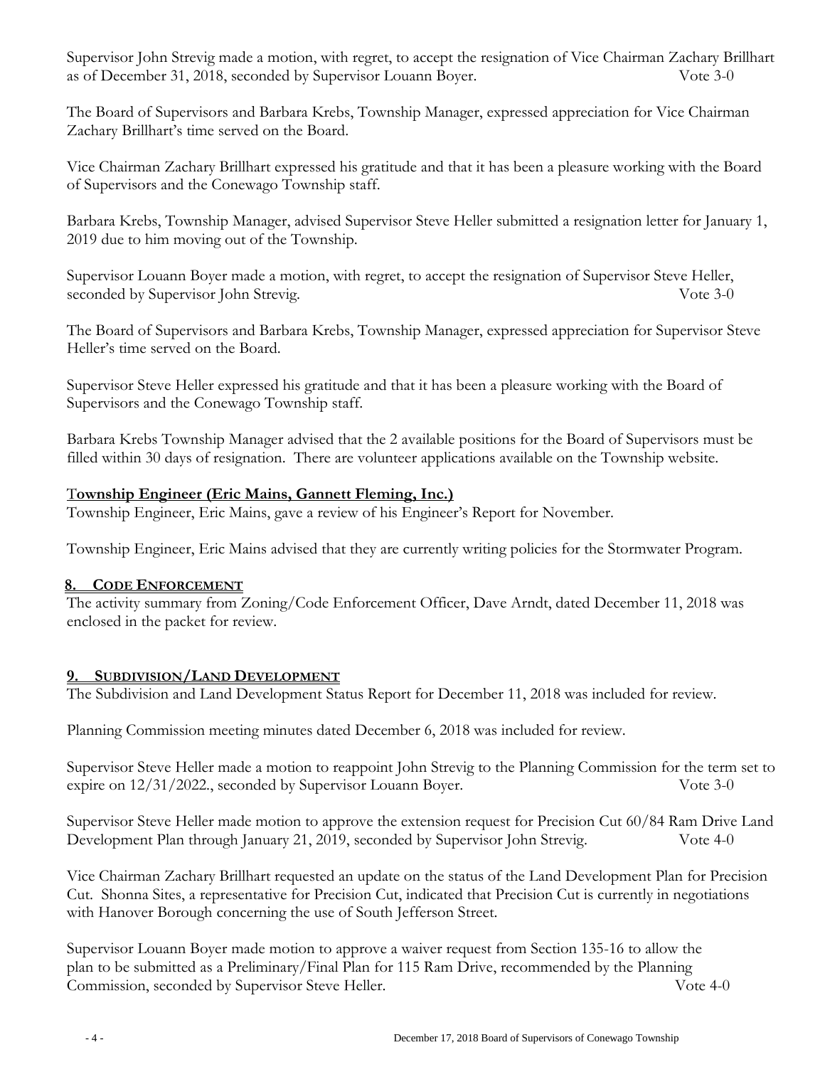Supervisor John Strevig made a motion, with regret, to accept the resignation of Vice Chairman Zachary Brillhart as of December 31, 2018, seconded by Supervisor Louann Boyer. Vote 3-0

The Board of Supervisors and Barbara Krebs, Township Manager, expressed appreciation for Vice Chairman Zachary Brillhart's time served on the Board.

Vice Chairman Zachary Brillhart expressed his gratitude and that it has been a pleasure working with the Board of Supervisors and the Conewago Township staff.

Barbara Krebs, Township Manager, advised Supervisor Steve Heller submitted a resignation letter for January 1, 2019 due to him moving out of the Township.

Supervisor Louann Boyer made a motion, with regret, to accept the resignation of Supervisor Steve Heller, seconded by Supervisor John Strevig. Vote 3-0

The Board of Supervisors and Barbara Krebs, Township Manager, expressed appreciation for Supervisor Steve Heller's time served on the Board.

Supervisor Steve Heller expressed his gratitude and that it has been a pleasure working with the Board of Supervisors and the Conewago Township staff.

Barbara Krebs Township Manager advised that the 2 available positions for the Board of Supervisors must be filled within 30 days of resignation. There are volunteer applications available on the Township website.

**Township Engineer (Eric Mains, Gannett Fleming, Inc.)**

Township Engineer, Eric Mains, gave a review of his Engineer's Report for November.

Township Engineer, Eric Mains advised that they are currently writing policies for the Stormwater Program.

## 8. CODE ENFORCEMENT

The activity summary from Zoning/Code Enforcement Officer, Dave Arndt, dated December 11, 2018 was enclosed in the packet for review.

## 9. SUBDIVISION/LAND DEVELOPMENT

The Subdivision and Land Development Status Report for December 11, 2018 was included for review.

Planning Commission meeting minutes dated December 6, 2018 was included for review.

Supervisor Steve Heller made a motion to reappoint John Strevig to the Planning Commission for the term set to expire on 12/31/2022., seconded by Supervisor Louann Boyer. Vote 3-0

Supervisor Steve Heller made motion to approve the extension request for Precision Cut 60/84 Ram Drive Land Development Plan through January 21, 2019, seconded by Supervisor John Strevig. Vote 4-0

Vice Chairman Zachary Brillhart requested an update on the status of the Land Development Plan for Precision Cut. Shonna Sites, a representative for Precision Cut, indicated that Precision Cut is currently in negotiations with Hanover Borough concerning the use of South Jefferson Street.

Supervisor Louann Boyer made motion to approve a waiver request from Section 135-16 to allow the plan to be submitted as a Preliminary/Final Plan for 115 Ram Drive, recommended by the Planning Commission, seconded by Supervisor Steve Heller. Vote 4-0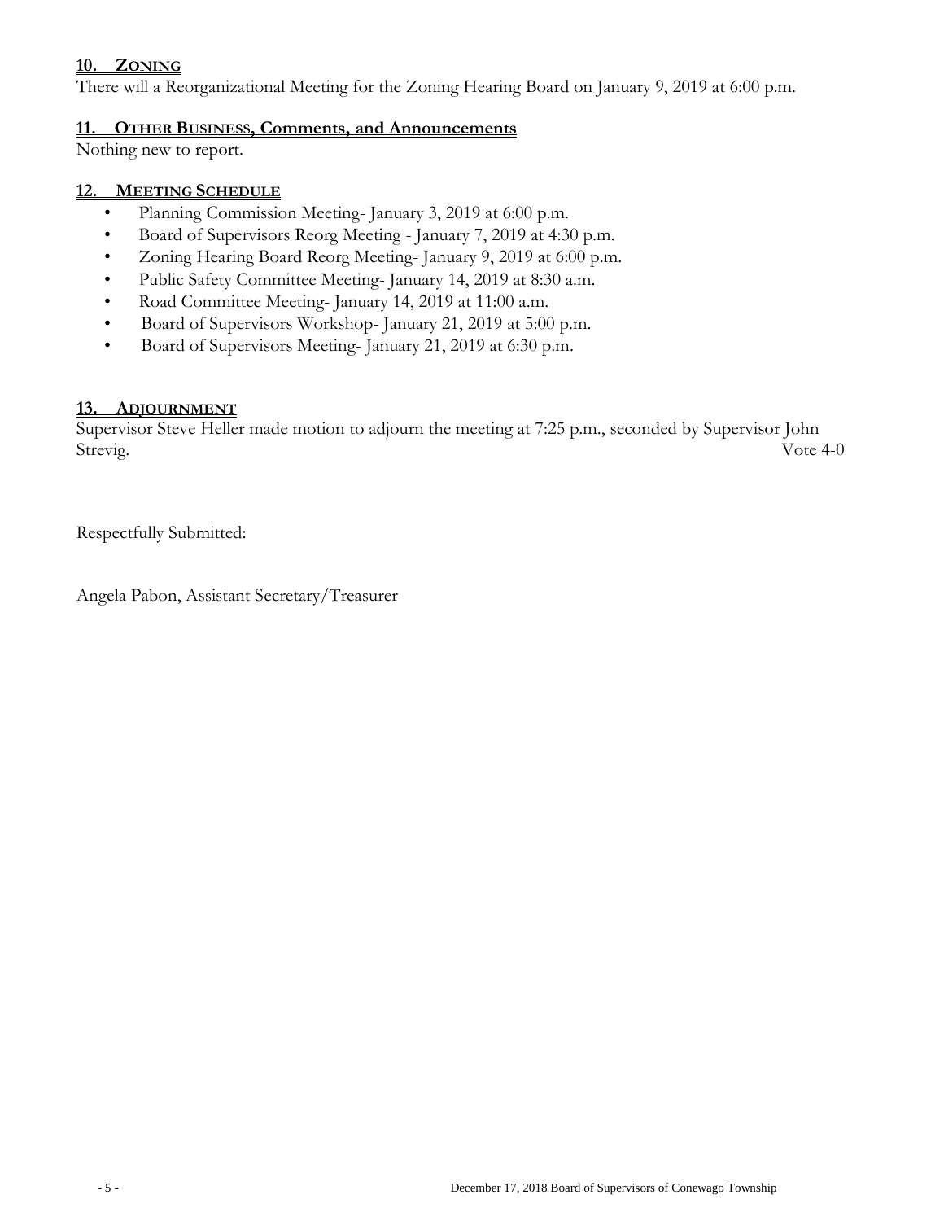## 10. ZONING

There will a Reorganizational Meeting for the Zoning Hearing Board on January 9, 2019 at 6:00 p.m.

## 11. OTHER BUSINESS, Comments, and Announcements

Nothing new to report.

## 12. MEETING SCHEDULE

- Planning Commission Meeting- January 3, 2019 at 6:00 p.m.
- Board of Supervisors Reorg Meeting - January 7, 2019 at 4:30 p.m.
- Zoning Hearing Board Reorg Meeting- January 9, 2019 at 6:00 p.m.
- Public Safety Committee Meeting- January 14, 2019 at 8:30 a.m.
- Road Committee Meeting- January 14, 2019 at 11:00 a.m.
- Board of Supervisors Workshop- January 21, 2019 at 5:00 p.m.
- Board of Supervisors Meeting- January 21, 2019 at 6:30 p.m.

## 13. ADJOURNMENT

Supervisor Steve Heller made motion to adjourn the meeting at 7:25 p.m., seconded by Supervisor John Strevig. Vote 4-0

Respectfully Submitted:

Angela Pabon, Assistant Secretary/Treasurer